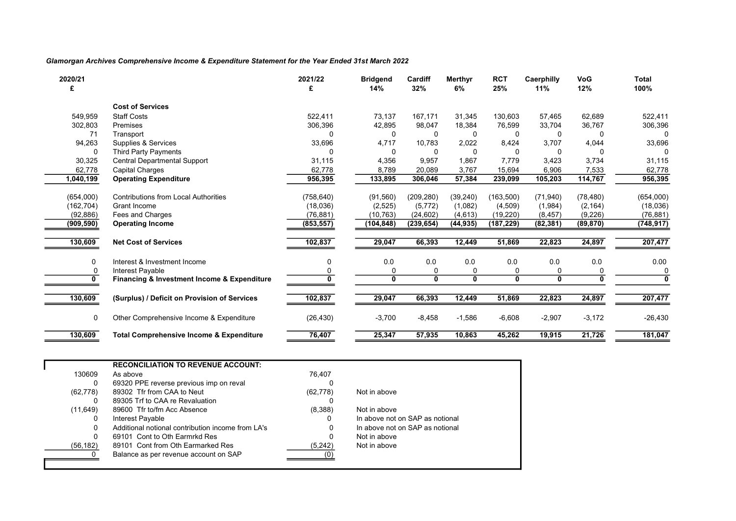*Glamorgan Archives Comprehensive Income & Expenditure Statement for the Year Ended 31st March 2022*

| 2020/21 £ | | 2021/22 £ | Bridgend 14% | Cardiff 32% | Merthyr 6% | RCT 25% | Caerphilly 11% | VoG 12% | Total 100% |
|---|---|---|---|---|---|---|---|---|---|
| | **Cost of Services** | | | | | | | | |
| 549,959 | Staff Costs | 522,411 | 73,137 | 167,171 | 31,345 | 130,603 | 57,465 | 62,689 | 522,411 |
| 302,803 | Premises | 306,396 | 42,895 | 98,047 | 18,384 | 76,599 | 33,704 | 36,767 | 306,396 |
| 71 | Transport | 0 | 0 | 0 | 0 | 0 | 0 | 0 | 0 |
| 94,263 | Supplies & Services | 33,696 | 4,717 | 10,783 | 2,022 | 8,424 | 3,707 | 4,044 | 33,696 |
| 0 | Third Party Payments | 0 | 0 | 0 | 0 | 0 | 0 | 0 | 0 |
| 30,325 | Central Departmental Support | 31,115 | 4,356 | 9,957 | 1,867 | 7,779 | 3,423 | 3,734 | 31,115 |
| 62,778 | Capital Charges | 62,778 | 8,789 | 20,089 | 3,767 | 15,694 | 6,906 | 7,533 | 62,778 |
| **1,040,199** | **Operating Expenditure** | **956,395** | **133,895** | **306,046** | **57,384** | **239,099** | **105,203** | **114,767** | **956,395** |
| (654,000) | Contributions from Local Authorities | (758,640) | (91,560) | (209,280) | (39,240) | (163,500) | (71,940) | (78,480) | (654,000) |
| (162,704) | Grant Income | (18,036) | (2,525) | (5,772) | (1,082) | (4,509) | (1,984) | (2,164) | (18,036) |
| (92,886) | Fees and Charges | (76,881) | (10,763) | (24,602) | (4,613) | (19,220) | (8,457) | (9,226) | (76,881) |
| **(909,590)** | **Operating Income** | **(853,557)** | **(104,848)** | **(239,654)** | **(44,935)** | **(187,229)** | **(82,381)** | **(89,870)** | **(748,917)** |
| **130,609** | **Net Cost of Services** | **102,837** | **29,047** | **66,393** | **12,449** | **51,869** | **22,823** | **24,897** | **207,477** |
| 0 | Interest & Investment Income | 0 | 0.0 | 0.0 | 0.0 | 0.0 | 0.0 | 0.0 | 0.00 |
| 0 | Interest Payable | 0 | 0 | 0 | 0 | 0 | 0 | 0 | 0 |
| **0** | **Financing & Investment Income & Expenditure** | **0** | **0** | **0** | **0** | **0** | **0** | **0** | **0** |
| **130,609** | **(Surplus) / Deficit on Provision of Services** | **102,837** | **29,047** | **66,393** | **12,449** | **51,869** | **22,823** | **24,897** | **207,477** |
| 0 | Other Comprehensive Income & Expenditure | (26,430) | -3,700 | -8,458 | -1,586 | -6,608 | -2,907 | -3,172 | -26,430 |
| **130,609** | **Total Comprehensive Income & Expenditure** | **76,407** | **25,347** | **57,935** | **10,863** | **45,262** | **19,915** | **21,726** | **181,047** |

| | **RECONCILIATION TO REVENUE ACCOUNT:** | | |
|---|---|---|---|
| 130609 | As above | 76,407 | |
| 0 | 69320 PPE reverse previous imp on reval | 0 | |
| (62,778) | 89302 Tfr from CAA to Neut | (62,778) | Not in above |
| 0 | 89305 Trf to CAA re Revaluation | 0 | |
| (11,649) | 89600 Tfr to/fm Acc Absence | (8,388) | Not in above |
| 0 | Interest Payable | 0 | In above not on SAP as notional |
| 0 | Additional notional contribution income from LA's | 0 | In above not on SAP as notional |
| 0 | 69101 Cont to Oth Earmrkd Res | 0 | Not in above |
| (56,182) | 89101 Cont from Oth Earmarked Res | (5,242) | Not in above |
| 0 | Balance as per revenue account on SAP | (0) | |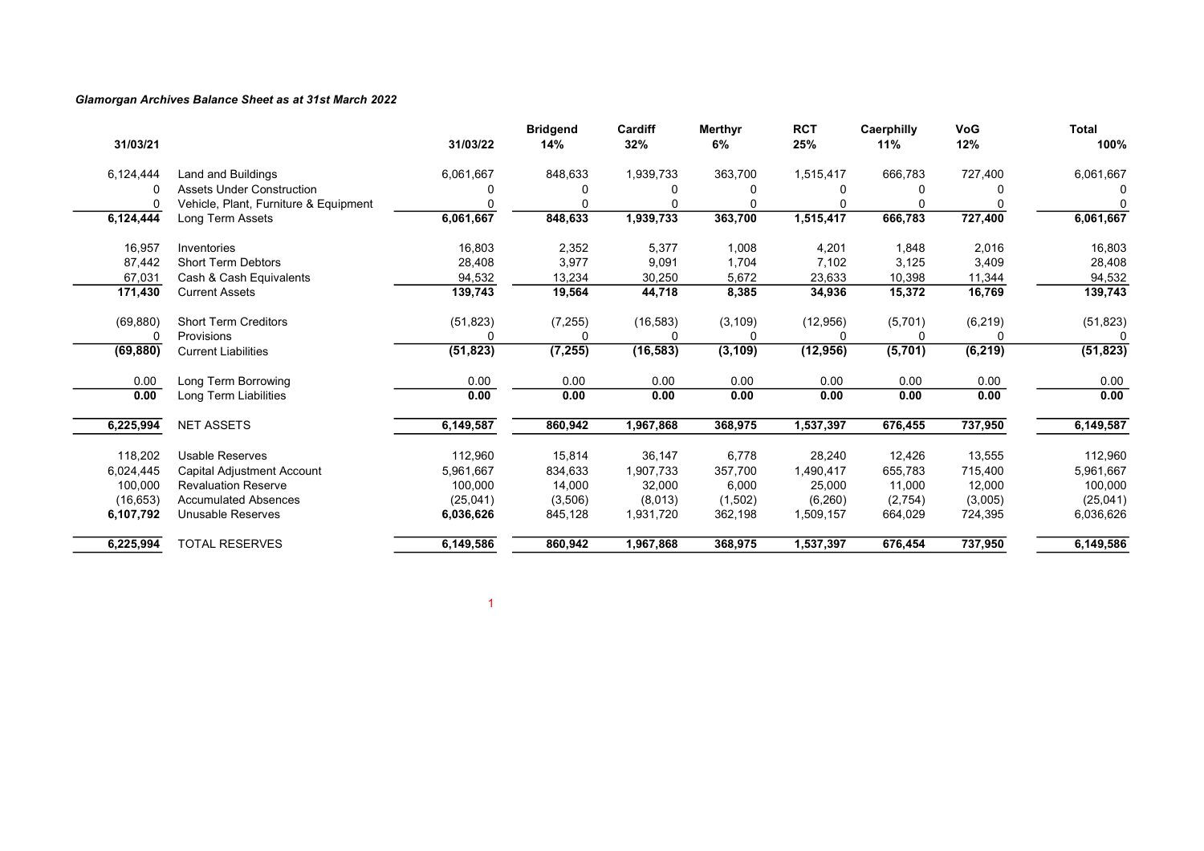*Glamorgan Archives Balance Sheet as at 31st March 2022*

| 31/03/21 | | 31/03/22 | Bridgend 14% | Cardiff 32% | Merthyr 6% | RCT 25% | Caerphilly 11% | VoG 12% | Total 100% |
|---|---|---|---|---|---|---|---|---|---|
| 6,124,444 | Land and Buildings | 6,061,667 | 848,633 | 1,939,733 | 363,700 | 1,515,417 | 666,783 | 727,400 | 6,061,667 |
| 0 | Assets Under Construction | 0 | 0 | 0 | 0 | 0 | 0 | 0 | 0 |
| 0 | Vehicle, Plant, Furniture & Equipment | 0 | 0 | 0 | 0 | 0 | 0 | 0 | 0 |
| **6,124,444** | Long Term Assets | **6,061,667** | **848,633** | **1,939,733** | **363,700** | **1,515,417** | **666,783** | **727,400** | **6,061,667** |
| 16,957 | Inventories | 16,803 | 2,352 | 5,377 | 1,008 | 4,201 | 1,848 | 2,016 | 16,803 |
| 87,442 | Short Term Debtors | 28,408 | 3,977 | 9,091 | 1,704 | 7,102 | 3,125 | 3,409 | 28,408 |
| 67,031 | Cash & Cash Equivalents | 94,532 | 13,234 | 30,250 | 5,672 | 23,633 | 10,398 | 11,344 | 94,532 |
| **171,430** | Current Assets | **139,743** | **19,564** | **44,718** | **8,385** | **34,936** | **15,372** | **16,769** | **139,743** |
| (69,880) | Short Term Creditors | (51,823) | (7,255) | (16,583) | (3,109) | (12,956) | (5,701) | (6,219) | (51,823) |
| 0 | Provisions | 0 | 0 | 0 | 0 | 0 | 0 | 0 | 0 |
| **(69,880)** | Current Liabilities | **(51,823)** | **(7,255)** | **(16,583)** | **(3,109)** | **(12,956)** | **(5,701)** | **(6,219)** | **(51,823)** |
| 0.00 | Long Term Borrowing | 0.00 | 0.00 | 0.00 | 0.00 | 0.00 | 0.00 | 0.00 | 0.00 |
| **0.00** | Long Term Liabilities | **0.00** | **0.00** | **0.00** | **0.00** | **0.00** | **0.00** | **0.00** | **0.00** |
| **6,225,994** | NET ASSETS | **6,149,587** | **860,942** | **1,967,868** | **368,975** | **1,537,397** | **676,455** | **737,950** | **6,149,587** |
| 118,202 | Usable Reserves | 112,960 | 15,814 | 36,147 | 6,778 | 28,240 | 12,426 | 13,555 | 112,960 |
| 6,024,445 | Capital Adjustment Account | 5,961,667 | 834,633 | 1,907,733 | 357,700 | 1,490,417 | 655,783 | 715,400 | 5,961,667 |
| 100,000 | Revaluation Reserve | 100,000 | 14,000 | 32,000 | 6,000 | 25,000 | 11,000 | 12,000 | 100,000 |
| (16,653) | Accumulated Absences | (25,041) | (3,506) | (8,013) | (1,502) | (6,260) | (2,754) | (3,005) | (25,041) |
| **6,107,792** | Unusable Reserves | **6,036,626** | 845,128 | 1,931,720 | 362,198 | 1,509,157 | 664,029 | 724,395 | 6,036,626 |
| **6,225,994** | TOTAL RESERVES | **6,149,586** | **860,942** | **1,967,868** | **368,975** | **1,537,397** | **676,454** | **737,950** | **6,149,586** |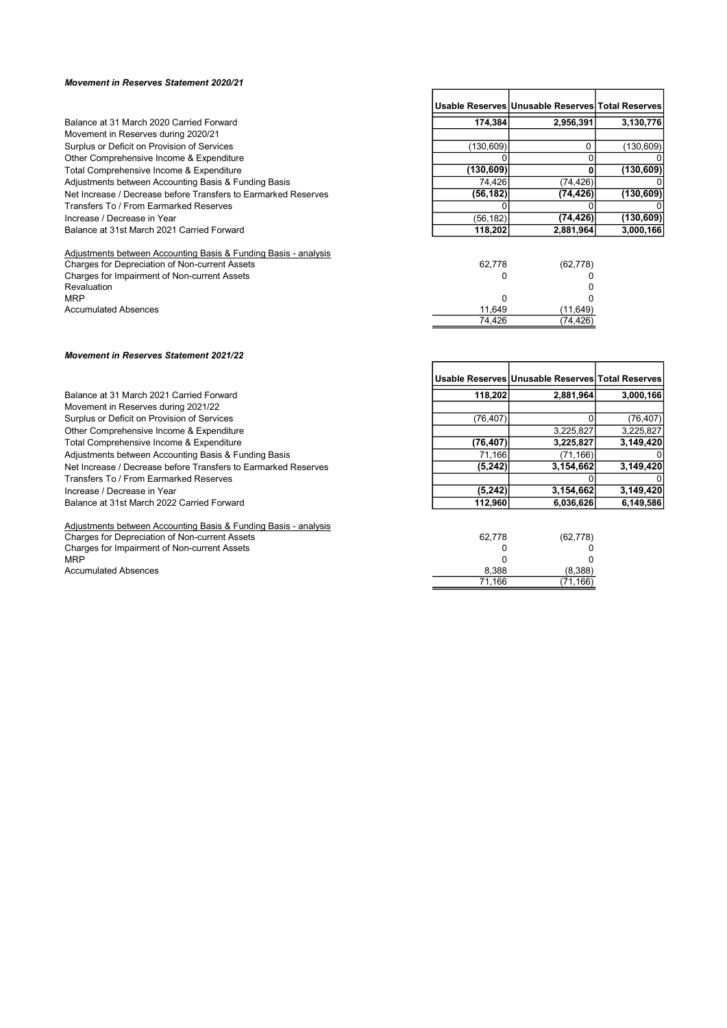### *Movement in Reserves Statement 2020/21*

| | Usable Reserves | Unusable Reserves | Total Reserves |
|---|---|---|---|
| Balance at 31 March 2020 Carried Forward | **174,384** | **2,956,391** | **3,130,776** |
| Movement in Reserves during 2020/21 | | | |
| Surplus or Deficit on Provision of Services | (130,609) | 0 | (130,609) |
| Other Comprehensive Income & Expenditure | 0 | 0 | 0 |
| Total Comprehensive Income & Expenditure | **(130,609)** | **0** | **(130,609)** |
| Adjustments between Accounting Basis & Funding Basis | 74,426 | (74,426) | 0 |
| Net Increase / Decrease before Transfers to Earmarked Reserves | **(56,182)** | **(74,426)** | **(130,609)** |
| Transfers To / From Earmarked Reserves | 0 | 0 | 0 |
| Increase / Decrease in Year | (56,182) | **(74,426)** | **(130,609)** |
| Balance at 31st March 2021 Carried Forward | **118,202** | **2,881,964** | **3,000,166** |

| Adjustments between Accounting Basis & Funding Basis - analysis | | |
|---|---|---|
| Charges for Depreciation of Non-current Assets | 62,778 | (62,778) |
| Charges for Impairment of Non-current Assets | 0 | 0 |
| Revaluation | | 0 |
| MRP | 0 | 0 |
| Accumulated Absences | 11,649 | (11,649) |
| | 74,426 | (74,426) |

### *Movement in Reserves Statement 2021/22*

| | Usable Reserves | Unusable Reserves | Total Reserves |
|---|---|---|---|
| Balance at 31 March 2021 Carried Forward | **118,202** | **2,881,964** | **3,000,166** |
| Movement in Reserves during 2021/22 | | | |
| Surplus or Deficit on Provision of Services | (76,407) | 0 | (76,407) |
| Other Comprehensive Income & Expenditure | | 3,225,827 | 3,225,827 |
| Total Comprehensive Income & Expenditure | **(76,407)** | **3,225,827** | **3,149,420** |
| Adjustments between Accounting Basis & Funding Basis | 71,166 | (71,166) | 0 |
| Net Increase / Decrease before Transfers to Earmarked Reserves | **(5,242)** | **3,154,662** | **3,149,420** |
| Transfers To / From Earmarked Reserves | | 0 | 0 |
| Increase / Decrease in Year | **(5,242)** | **3,154,662** | **3,149,420** |
| Balance at 31st March 2022 Carried Forward | **112,960** | **6,036,626** | **6,149,586** |

| Adjustments between Accounting Basis & Funding Basis - analysis | | |
|---|---|---|
| Charges for Depreciation of Non-current Assets | 62,778 | (62,778) |
| Charges for Impairment of Non-current Assets | 0 | 0 |
| MRP | 0 | 0 |
| Accumulated Absences | 8,388 | (8,388) |
| | 71,166 | (71,166) |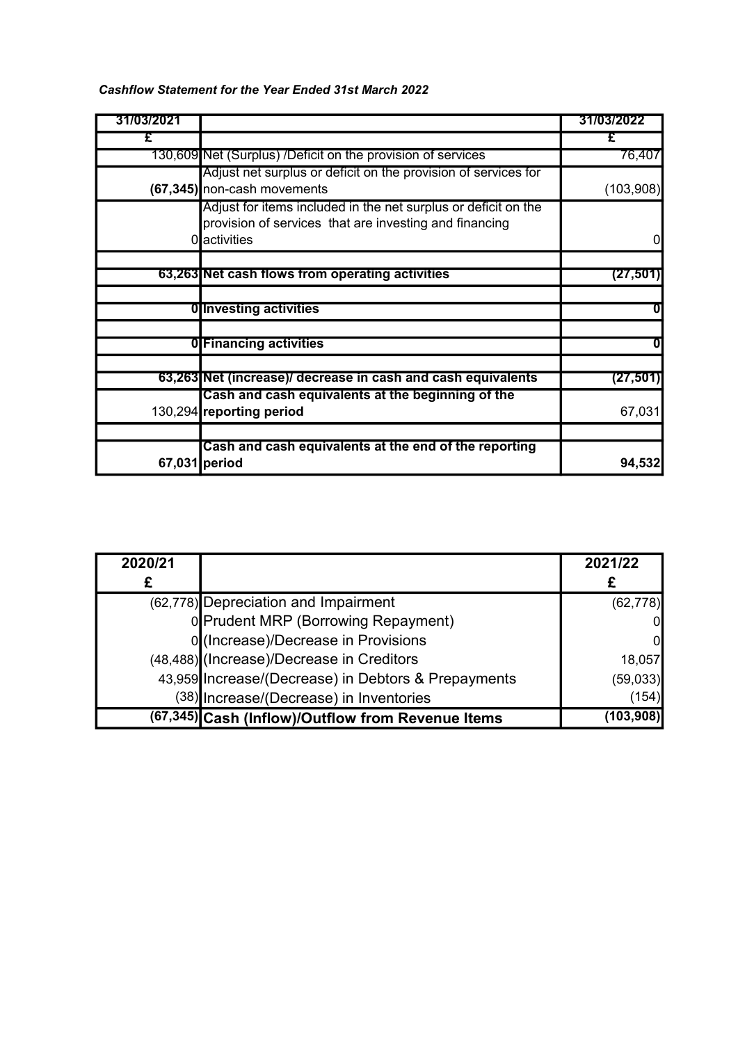*Cashflow Statement for the Year Ended 31st March 2022*

| 31/03/2021 | | 31/03/2022 |
|---|---|---|
| £ | | £ |
| 130,609 | Net (Surplus) /Deficit on the provision of services | 76,407 |
| **(67,345)** | Adjust net surplus or deficit on the provision of services for non-cash movements | (103,908) |
| 0 | Adjust for items included in the net surplus or deficit on the provision of services that are investing and financing activities | 0 |
| | | |
| **63,263** | **Net cash flows from operating activities** | **(27,501)** |
| | | |
| **0** | **Investing activities** | **0** |
| | | |
| **0** | **Financing activities** | **0** |
| | | |
| **63,263** | **Net (increase)/ decrease in cash and cash equivalents** | **(27,501)** |
| 130,294 | **Cash and cash equivalents at the beginning of the reporting period** | 67,031 |
| | | |
| **67,031** | **Cash and cash equivalents at the end of the reporting period** | **94,532** |

| 2020/21 | | 2021/22 |
|---|---|---|
| **£** | | **£** |
| (62,778) | Depreciation and Impairment | (62,778) |
| 0 | Prudent MRP (Borrowing Repayment) | 0 |
| 0 | (Increase)/Decrease in Provisions | 0 |
| (48,488) | (Increase)/Decrease in Creditors | 18,057 |
| 43,959 | Increase/(Decrease) in Debtors & Prepayments | (59,033) |
| (38) | Increase/(Decrease) in Inventories | (154) |
| **(67,345)** | **Cash (Inflow)/Outflow from Revenue Items** | **(103,908)** |